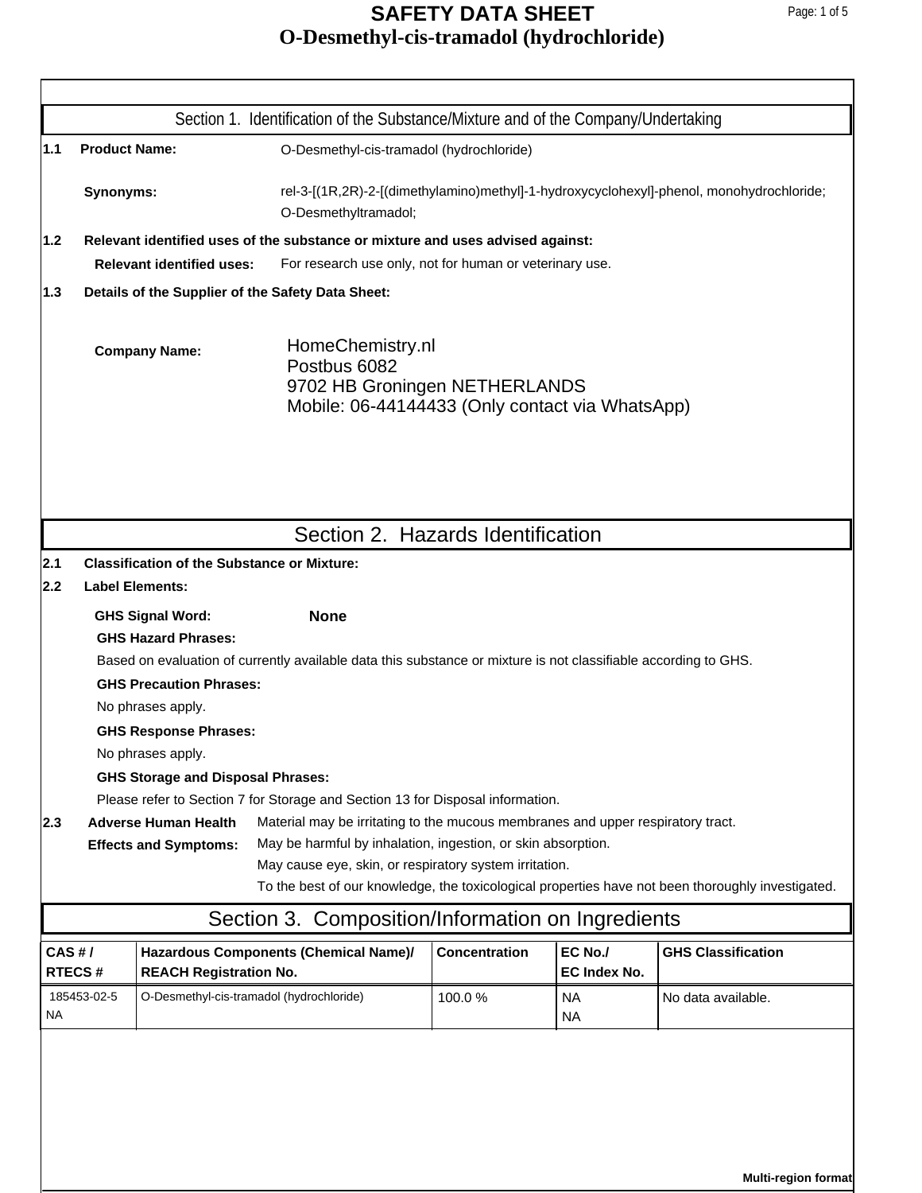# SAFETY DATA SHEET
# O-Desmethyl-cis-tramadol (hydrochloride)

## Section 1. Identification of the Substance/Mixture and of the Company/Undertaking

**1.1 Product Name:** O-Desmethyl-cis-tramadol (hydrochloride)

**Synonyms:** rel-3-[(1R,2R)-2-[(dimethylamino)methyl]-1-hydroxycyclohexyl]-phenol, monohydrochloride; O-Desmethyltramadol;

**1.2 Relevant identified uses of the substance or mixture and uses advised against:**

**Relevant identified uses:** For research use only, not for human or veterinary use.

**1.3 Details of the Supplier of the Safety Data Sheet:**

**Company Name:**
HomeChemistry.nl
Postbus 6082
9702 HB Groningen NETHERLANDS
Mobile: 06-44144433 (Only contact via WhatsApp)

## Section 2. Hazards Identification

**2.1 Classification of the Substance or Mixture:**

**2.2 Label Elements:**

**GHS Signal Word:** **None**

**GHS Hazard Phrases:**

Based on evaluation of currently available data this substance or mixture is not classifiable according to GHS.

**GHS Precaution Phrases:**

No phrases apply.

**GHS Response Phrases:**

No phrases apply.

**GHS Storage and Disposal Phrases:**

Please refer to Section 7 for Storage and Section 13 for Disposal information.

**2.3 Adverse Human Health Effects and Symptoms:**
Material may be irritating to the mucous membranes and upper respiratory tract.
May be harmful by inhalation, ingestion, or skin absorption.
May cause eye, skin, or respiratory system irritation.
To the best of our knowledge, the toxicological properties have not been thoroughly investigated.

## Section 3. Composition/Information on Ingredients

| CAS # / RTECS # | Hazardous Components (Chemical Name)/ REACH Registration No. | Concentration | EC No./ EC Index No. | GHS Classification |
|---|---|---|---|---|
| 185453-02-5 NA | O-Desmethyl-cis-tramadol (hydrochloride) | 100.0 % | NA NA | No data available. |

**Multi-region format**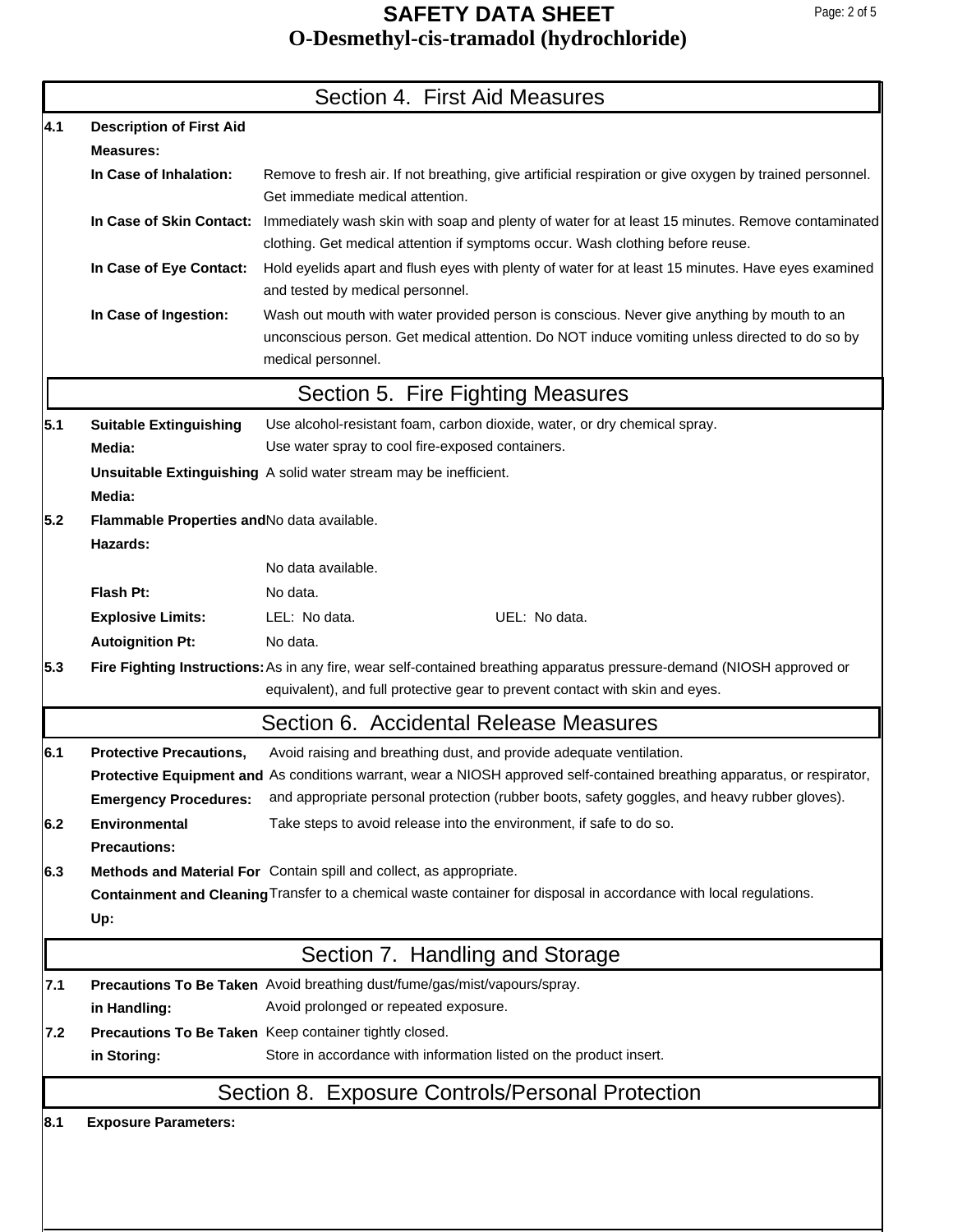## Section 4. First Aid Measures

**4.1 Description of First Aid Measures:**

**In Case of Inhalation:** Remove to fresh air. If not breathing, give artificial respiration or give oxygen by trained personnel. Get immediate medical attention.

**In Case of Skin Contact:** Immediately wash skin with soap and plenty of water for at least 15 minutes. Remove contaminated clothing. Get medical attention if symptoms occur. Wash clothing before reuse.

**In Case of Eye Contact:** Hold eyelids apart and flush eyes with plenty of water for at least 15 minutes. Have eyes examined and tested by medical personnel.

**In Case of Ingestion:** Wash out mouth with water provided person is conscious. Never give anything by mouth to an unconscious person. Get medical attention. Do NOT induce vomiting unless directed to do so by medical personnel.

## Section 5. Fire Fighting Measures

**5.1 Suitable Extinguishing Media:** Use alcohol-resistant foam, carbon dioxide, water, or dry chemical spray. Use water spray to cool fire-exposed containers.

**Unsuitable Extinguishing Media:** A solid water stream may be inefficient.

**5.2 Flammable Properties and Hazards:** No data available.

No data available.

**Flash Pt:** No data.

**Explosive Limits:** LEL: No data. UEL: No data.

**Autoignition Pt:** No data.

**5.3 Fire Fighting Instructions:** As in any fire, wear self-contained breathing apparatus pressure-demand (NIOSH approved or equivalent), and full protective gear to prevent contact with skin and eyes.

## Section 6. Accidental Release Measures

**6.1 Protective Precautions, Protective Equipment and Emergency Procedures:** Avoid raising and breathing dust, and provide adequate ventilation. As conditions warrant, wear a NIOSH approved self-contained breathing apparatus, or respirator, and appropriate personal protection (rubber boots, safety goggles, and heavy rubber gloves).

**6.2 Environmental Precautions:** Take steps to avoid release into the environment, if safe to do so.

**6.3 Methods and Material For Containment and Cleaning Up:** Contain spill and collect, as appropriate. Transfer to a chemical waste container for disposal in accordance with local regulations.

## Section 7. Handling and Storage

**7.1 Precautions To Be Taken in Handling:** Avoid breathing dust/fume/gas/mist/vapours/spray. Avoid prolonged or repeated exposure.

**7.2 Precautions To Be Taken in Storing:** Keep container tightly closed. Store in accordance with information listed on the product insert.

## Section 8. Exposure Controls/Personal Protection

**8.1 Exposure Parameters:**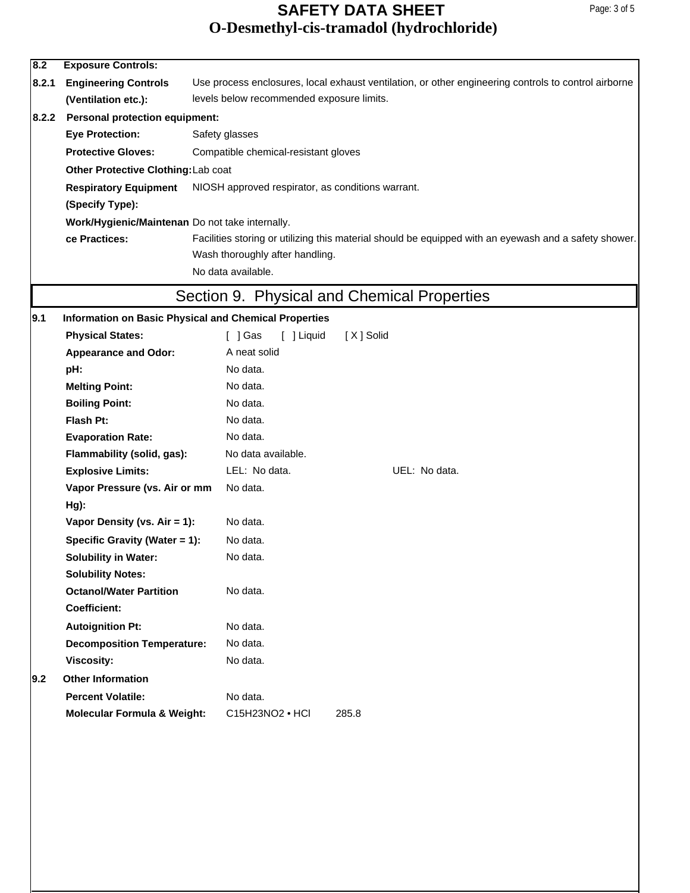**8.2 Exposure Controls:**

**8.2.1 Engineering Controls (Ventilation etc.):** Use process enclosures, local exhaust ventilation, or other engineering controls to control airborne levels below recommended exposure limits.

**8.2.2 Personal protection equipment:**

| | |
|---|---|
| **Eye Protection:** | Safety glasses |
| **Protective Gloves:** | Compatible chemical-resistant gloves |
| **Other Protective Clothing:** | Lab coat |
| **Respiratory Equipment (Specify Type):** | NIOSH approved respirator, as conditions warrant. |
| **Work/Hygienic/Maintenance Practices:** | Do not take internally.<br>Facilities storing or utilizing this material should be equipped with an eyewash and a safety shower.<br>Wash thoroughly after handling.<br>No data available. |

## Section 9. Physical and Chemical Properties

**9.1 Information on Basic Physical and Chemical Properties**

| | | |
|---|---|---|
| **Physical States:** | [ ] Gas [ ] Liquid [ X ] Solid | |
| **Appearance and Odor:** | A neat solid | |
| **pH:** | No data. | |
| **Melting Point:** | No data. | |
| **Boiling Point:** | No data. | |
| **Flash Pt:** | No data. | |
| **Evaporation Rate:** | No data. | |
| **Flammability (solid, gas):** | No data available. | |
| **Explosive Limits:** | LEL: No data. | UEL: No data. |
| **Vapor Pressure (vs. Air or mm Hg):** | No data. | |
| **Vapor Density (vs. Air = 1):** | No data. | |
| **Specific Gravity (Water = 1):** | No data. | |
| **Solubility in Water:** | No data. | |
| **Solubility Notes:** | | |
| **Octanol/Water Partition Coefficient:** | No data. | |
| **Autoignition Pt:** | No data. | |
| **Decomposition Temperature:** | No data. | |
| **Viscosity:** | No data. | |

**9.2 Other Information**

| | | |
|---|---|---|
| **Percent Volatile:** | No data. | |
| **Molecular Formula & Weight:** | $C_{15}H_{23}NO_2$ • HCl | 285.8 |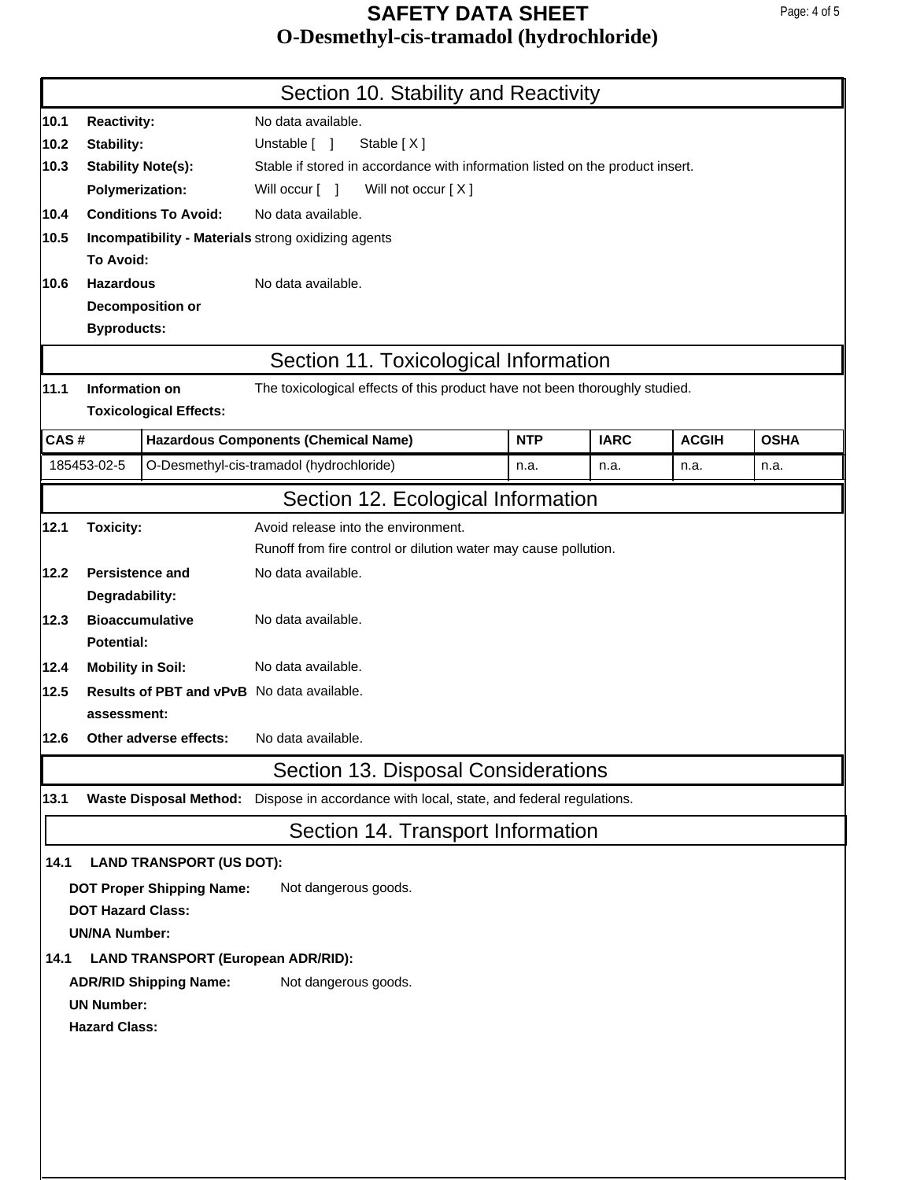## Section 10. Stability and Reactivity

**10.1 Reactivity:** No data available.

**10.2 Stability:** Unstable [ ] Stable [ X ]

**10.3 Stability Note(s):** Stable if stored in accordance with information listed on the product insert.

**Polymerization:** Will occur [ ] Will not occur [ X ]

**10.4 Conditions To Avoid:** No data available.

**10.5 Incompatibility - Materials To Avoid:** strong oxidizing agents

**10.6 Hazardous Decomposition or Byproducts:** No data available.

## Section 11. Toxicological Information

**11.1 Information on Toxicological Effects:** The toxicological effects of this product have not been thoroughly studied.

| CAS # | Hazardous Components (Chemical Name) | NTP | IARC | ACGIH | OSHA |
|---|---|---|---|---|---|
| 185453-02-5 | O-Desmethyl-cis-tramadol (hydrochloride) | n.a. | n.a. | n.a. | n.a. |

## Section 12. Ecological Information

**12.1 Toxicity:** Avoid release into the environment.
Runoff from fire control or dilution water may cause pollution.

**12.2 Persistence and Degradability:** No data available.

**12.3 Bioaccumulative Potential:** No data available.

**12.4 Mobility in Soil:** No data available.

**12.5 Results of PBT and vPvB assessment:** No data available.

**12.6 Other adverse effects:** No data available.

## Section 13. Disposal Considerations

**13.1 Waste Disposal Method:** Dispose in accordance with local, state, and federal regulations.

## Section 14. Transport Information

**14.1 LAND TRANSPORT (US DOT):**

**DOT Proper Shipping Name:** Not dangerous goods.

**DOT Hazard Class:**

**UN/NA Number:**

**14.1 LAND TRANSPORT (European ADR/RID):**

**ADR/RID Shipping Name:** Not dangerous goods.

**UN Number:**

**Hazard Class:**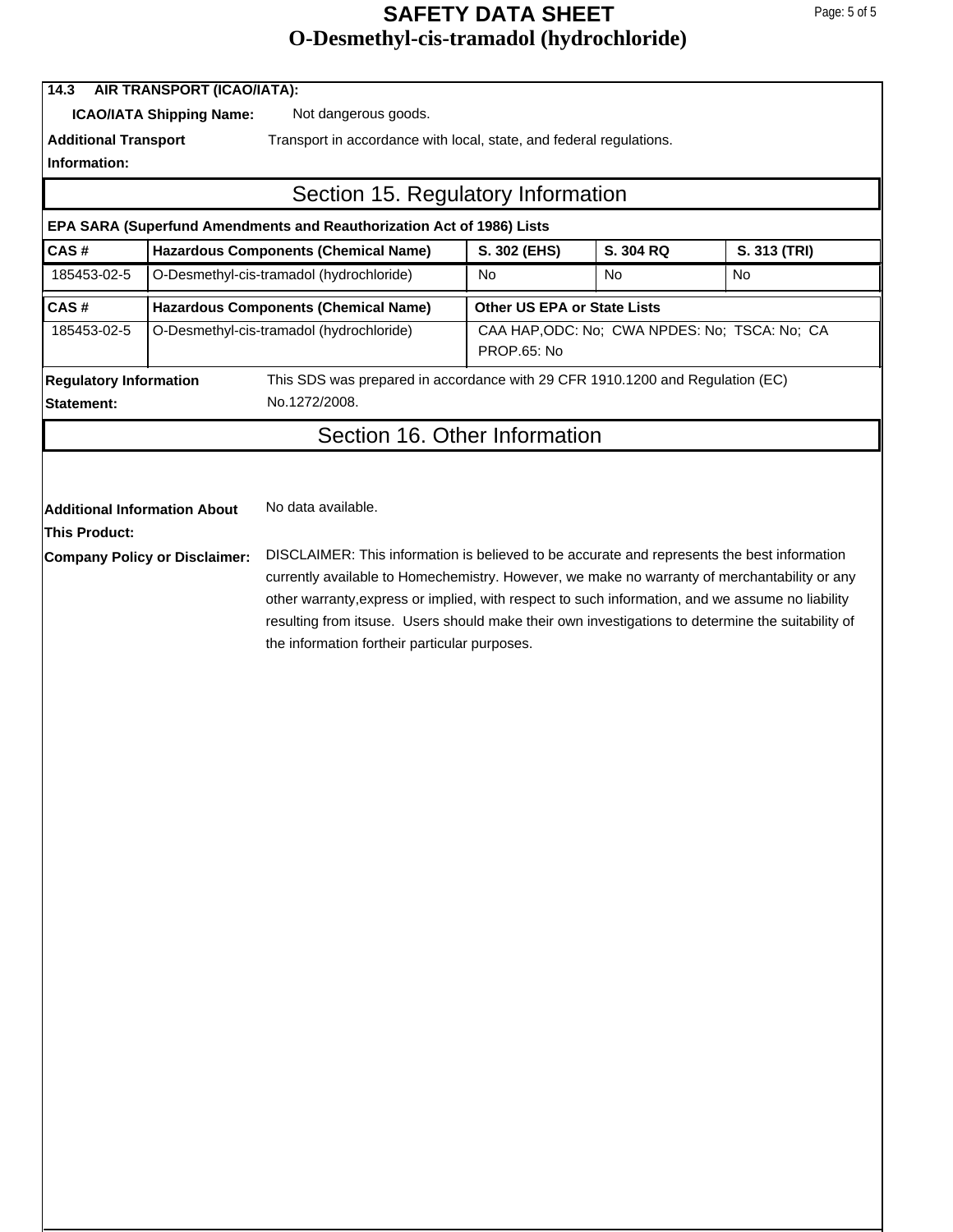**14.3 AIR TRANSPORT (ICAO/IATA):**

**ICAO/IATA Shipping Name:** Not dangerous goods.

**Additional Transport Information:** Transport in accordance with local, state, and federal regulations.

## Section 15. Regulatory Information

**EPA SARA (Superfund Amendments and Reauthorization Act of 1986) Lists**

| CAS # | Hazardous Components (Chemical Name) | S. 302 (EHS) | S. 304 RQ | S. 313 (TRI) |
|---|---|---|---|---|
| 185453-02-5 | O-Desmethyl-cis-tramadol (hydrochloride) | No | No | No |

| CAS # | Hazardous Components (Chemical Name) | Other US EPA or State Lists |
|---|---|---|
| 185453-02-5 | O-Desmethyl-cis-tramadol (hydrochloride) | CAA HAP,ODC: No; CWA NPDES: No; TSCA: No; CA PROP.65: No |

**Regulatory Information Statement:** This SDS was prepared in accordance with 29 CFR 1910.1200 and Regulation (EC) No.1272/2008.

## Section 16. Other Information

**Additional Information About This Product:** No data available.

**Company Policy or Disclaimer:** DISCLAIMER: This information is believed to be accurate and represents the best information currently available to Homechemistry. However, we make no warranty of merchantability or any other warranty,express or implied, with respect to such information, and we assume no liability resulting from itsuse. Users should make their own investigations to determine the suitability of the information fortheir particular purposes.